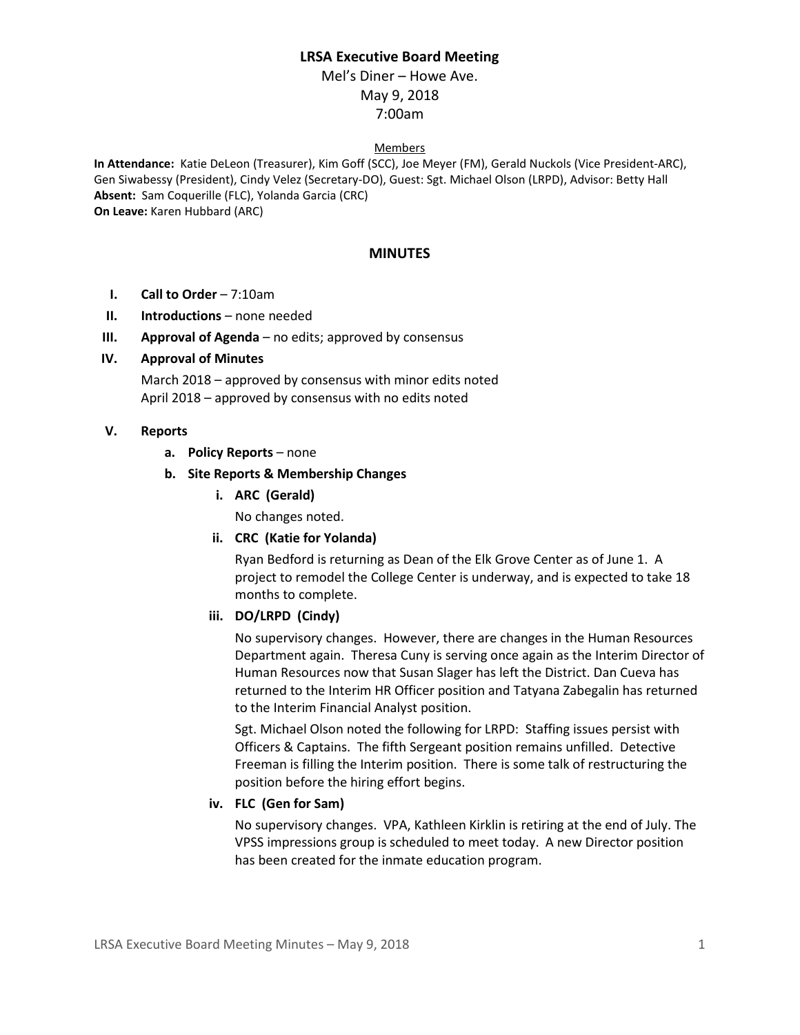# LRSA Executive Board Meeting

Mel's Diner – Howe Ave.
May 9, 2018
7:00am

Members

**In Attendance:** Katie DeLeon (Treasurer), Kim Goff (SCC), Joe Meyer (FM), Gerald Nuckols (Vice President-ARC), Gen Siwabessy (President), Cindy Velez (Secretary-DO), Guest: Sgt. Michael Olson (LRPD), Advisor: Betty Hall
**Absent:** Sam Coquerille (FLC), Yolanda Garcia (CRC)
**On Leave:** Karen Hubbard (ARC)

## MINUTES

I. **Call to Order** – 7:10am

II. **Introductions** – none needed

III. **Approval of Agenda** – no edits; approved by consensus

IV. **Approval of Minutes**

March 2018 – approved by consensus with minor edits noted
April 2018 – approved by consensus with no edits noted

V. **Reports**

a. **Policy Reports** – none

b. **Site Reports & Membership Changes**

i. **ARC (Gerald)**

No changes noted.

ii. **CRC (Katie for Yolanda)**

Ryan Bedford is returning as Dean of the Elk Grove Center as of June 1. A project to remodel the College Center is underway, and is expected to take 18 months to complete.

iii. **DO/LRPD (Cindy)**

No supervisory changes. However, there are changes in the Human Resources Department again. Theresa Cuny is serving once again as the Interim Director of Human Resources now that Susan Slager has left the District. Dan Cueva has returned to the Interim HR Officer position and Tatyana Zabegalin has returned to the Interim Financial Analyst position.

Sgt. Michael Olson noted the following for LRPD: Staffing issues persist with Officers & Captains. The fifth Sergeant position remains unfilled. Detective Freeman is filling the Interim position. There is some talk of restructuring the position before the hiring effort begins.

iv. **FLC (Gen for Sam)**

No supervisory changes. VPA, Kathleen Kirklin is retiring at the end of July. The VPSS impressions group is scheduled to meet today. A new Director position has been created for the inmate education program.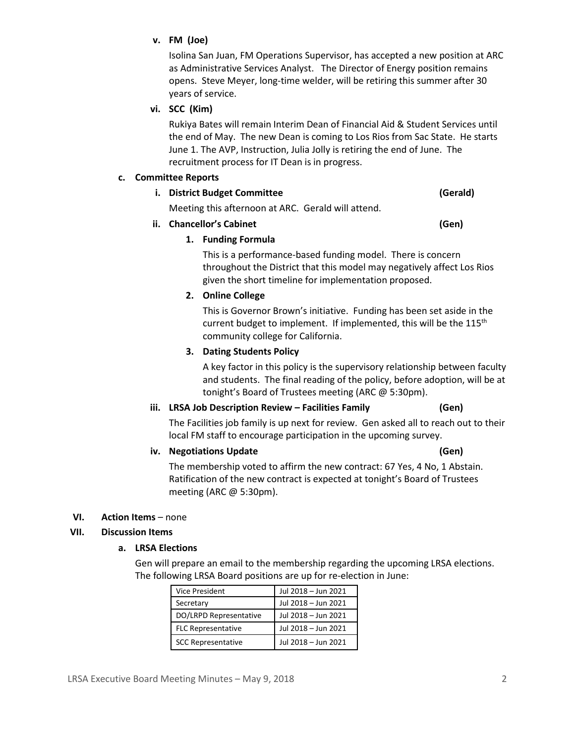**v. FM (Joe)**

Isolina San Juan, FM Operations Supervisor, has accepted a new position at ARC as Administrative Services Analyst. The Director of Energy position remains opens. Steve Meyer, long-time welder, will be retiring this summer after 30 years of service.

**vi. SCC (Kim)**

Rukiya Bates will remain Interim Dean of Financial Aid & Student Services until the end of May. The new Dean is coming to Los Rios from Sac State. He starts June 1. The AVP, Instruction, Julia Jolly is retiring the end of June. The recruitment process for IT Dean is in progress.

**c. Committee Reports**

**i. District Budget Committee (Gerald)**

Meeting this afternoon at ARC. Gerald will attend.

**ii. Chancellor's Cabinet (Gen)**

**1. Funding Formula**

This is a performance-based funding model. There is concern throughout the District that this model may negatively affect Los Rios given the short timeline for implementation proposed.

**2. Online College**

This is Governor Brown's initiative. Funding has been set aside in the current budget to implement. If implemented, this will be the 115th community college for California.

**3. Dating Students Policy**

A key factor in this policy is the supervisory relationship between faculty and students. The final reading of the policy, before adoption, will be at tonight's Board of Trustees meeting (ARC @ 5:30pm).

**iii. LRSA Job Description Review – Facilities Family (Gen)**

The Facilities job family is up next for review. Gen asked all to reach out to their local FM staff to encourage participation in the upcoming survey.

**iv. Negotiations Update (Gen)**

The membership voted to affirm the new contract: 67 Yes, 4 No, 1 Abstain. Ratification of the new contract is expected at tonight's Board of Trustees meeting (ARC @ 5:30pm).

## VI. Action Items – none

## VII. Discussion Items

**a. LRSA Elections**

Gen will prepare an email to the membership regarding the upcoming LRSA elections. The following LRSA Board positions are up for re-election in June:

| Position | Term |
|---|---|
| Vice President | Jul 2018 – Jun 2021 |
| Secretary | Jul 2018 – Jun 2021 |
| DO/LRPD Representative | Jul 2018 – Jun 2021 |
| FLC Representative | Jul 2018 – Jun 2021 |
| SCC Representative | Jul 2018 – Jun 2021 |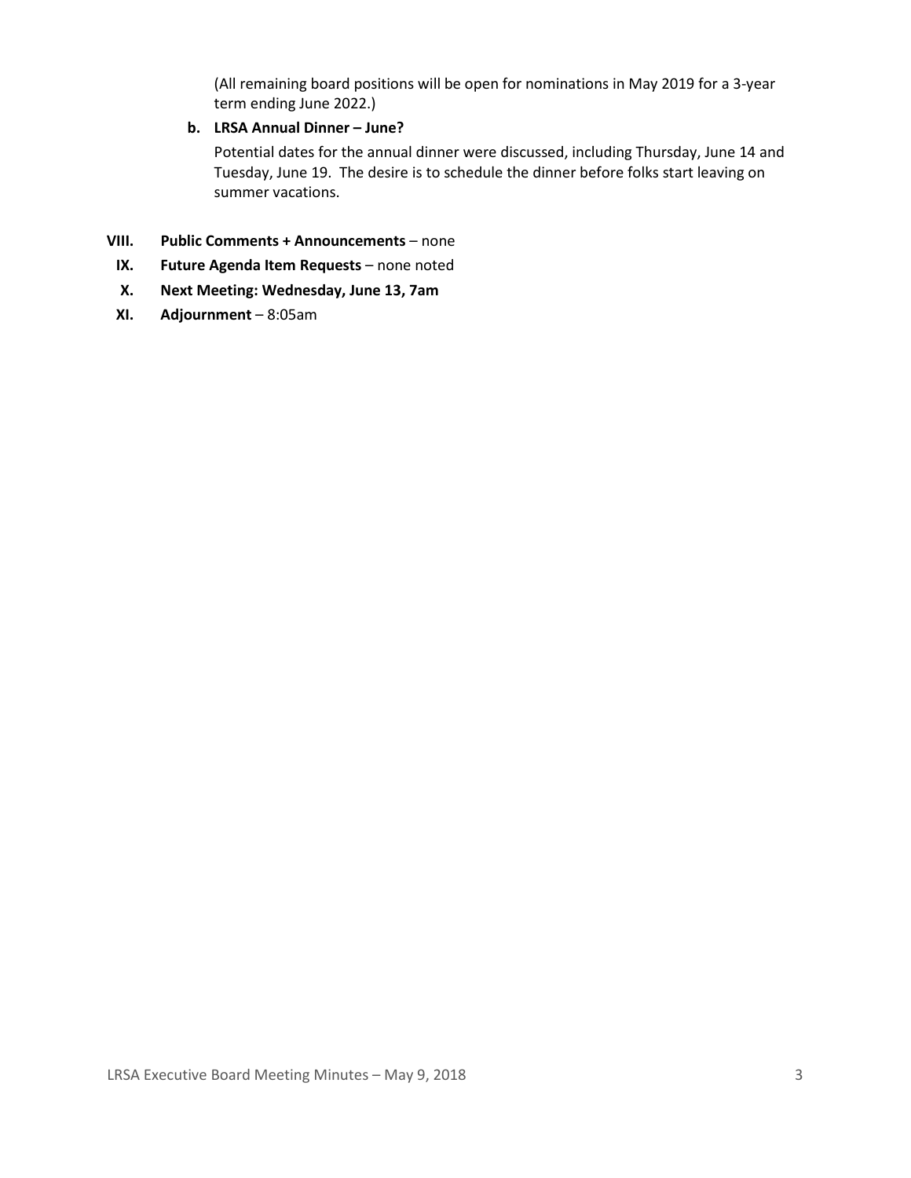(All remaining board positions will be open for nominations in May 2019 for a 3-year term ending June 2022.)

**b. LRSA Annual Dinner – June?**

Potential dates for the annual dinner were discussed, including Thursday, June 14 and Tuesday, June 19. The desire is to schedule the dinner before folks start leaving on summer vacations.

**VIII. Public Comments + Announcements** – none

**IX. Future Agenda Item Requests** – none noted

**X. Next Meeting: Wednesday, June 13, 7am**

**XI. Adjournment** – 8:05am